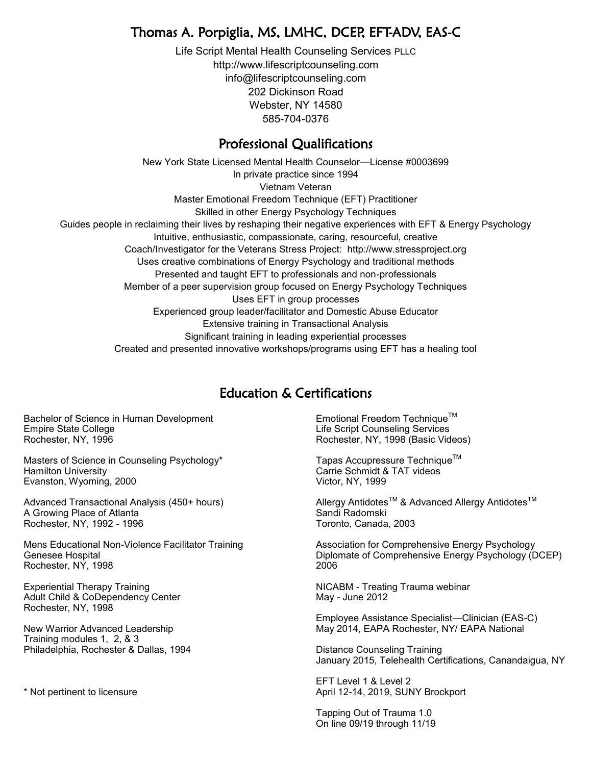# Thomas A. Porpiglia, MS, LMHC, DCEP, EFT-ADV, EAS-C

Life Script Mental Health Counseling Services PLLC
http://www.lifescriptcounseling.com
info@lifescriptcounseling.com
202 Dickinson Road
Webster, NY 14580
585-704-0376

## Professional Qualifications

New York State Licensed Mental Health Counselor—License #0003699
In private practice since 1994
Vietnam Veteran
Master Emotional Freedom Technique (EFT) Practitioner
Skilled in other Energy Psychology Techniques
Guides people in reclaiming their lives by reshaping their negative experiences with EFT & Energy Psychology
Intuitive, enthusiastic, compassionate, caring, resourceful, creative
Coach/Investigator for the Veterans Stress Project: http://www.stressproject.org
Uses creative combinations of Energy Psychology and traditional methods
Presented and taught EFT to professionals and non-professionals
Member of a peer supervision group focused on Energy Psychology Techniques
Uses EFT in group processes
Experienced group leader/facilitator and Domestic Abuse Educator
Extensive training in Transactional Analysis
Significant training in leading experiential processes
Created and presented innovative workshops/programs using EFT has a healing tool

## Education & Certifications

Bachelor of Science in Human Development
Empire State College
Rochester, NY, 1996

Masters of Science in Counseling Psychology*
Hamilton University
Evanston, Wyoming, 2000

Advanced Transactional Analysis (450+ hours)
A Growing Place of Atlanta
Rochester, NY, 1992 - 1996

Mens Educational Non-Violence Facilitator Training
Genesee Hospital
Rochester, NY, 1998

Experiential Therapy Training
Adult Child & CoDependency Center
Rochester, NY, 1998

New Warrior Advanced Leadership
Training modules 1, 2, & 3
Philadelphia, Rochester & Dallas, 1994

* Not pertinent to licensure

Emotional Freedom Technique™
Life Script Counseling Services
Rochester, NY, 1998 (Basic Videos)

Tapas Accupressure Technique™
Carrie Schmidt & TAT videos
Victor, NY, 1999

Allergy Antidotes™ & Advanced Allergy Antidotes™
Sandi Radomski
Toronto, Canada, 2003

Association for Comprehensive Energy Psychology
Diplomate of Comprehensive Energy Psychology (DCEP)
2006

NICABM - Treating Trauma webinar
May - June 2012

Employee Assistance Specialist—Clinician (EAS-C)
May 2014, EAPA Rochester, NY/ EAPA National

Distance Counseling Training
January 2015, Telehealth Certifications, Canandaigua, NY

EFT Level 1 & Level 2
April 12-14, 2019, SUNY Brockport

Tapping Out of Trauma 1.0
On line 09/19 through 11/19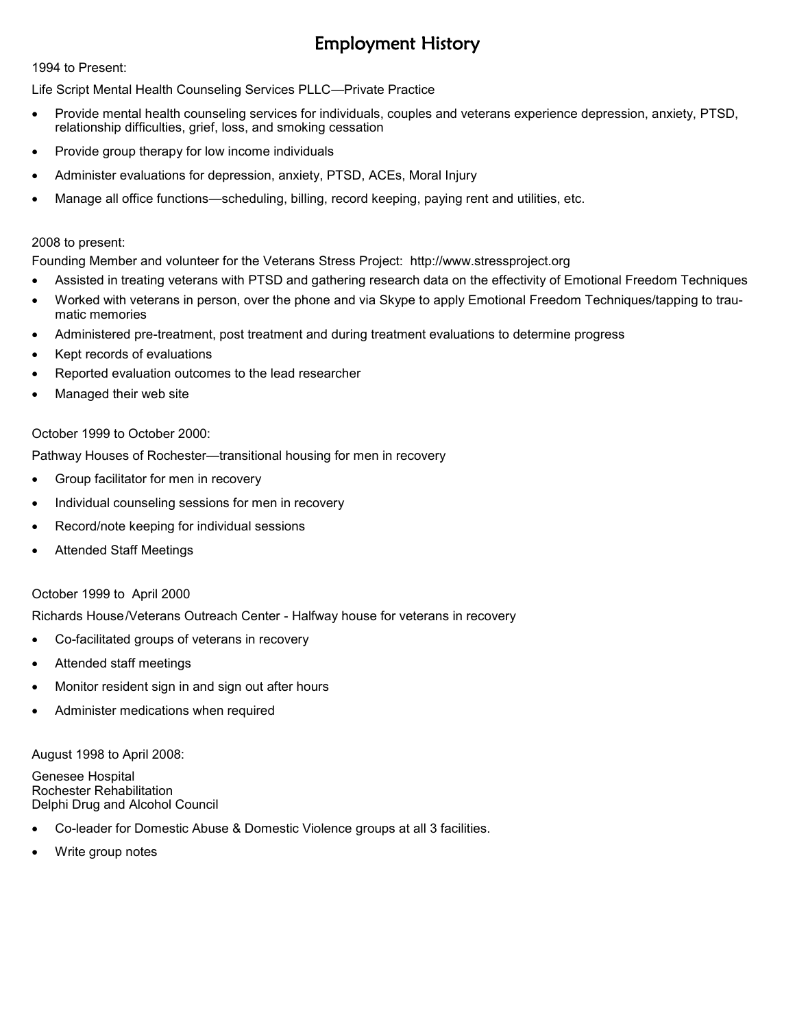# Employment History

1994 to Present:

Life Script Mental Health Counseling Services PLLC—Private Practice

- Provide mental health counseling services for individuals, couples and veterans experience depression, anxiety, PTSD, relationship difficulties, grief, loss, and smoking cessation
- Provide group therapy for low income individuals
- Administer evaluations for depression, anxiety, PTSD, ACEs, Moral Injury
- Manage all office functions—scheduling, billing, record keeping, paying rent and utilities, etc.

2008 to present:

Founding Member and volunteer for the Veterans Stress Project: http://www.stressproject.org

- Assisted in treating veterans with PTSD and gathering research data on the effectivity of Emotional Freedom Techniques
- Worked with veterans in person, over the phone and via Skype to apply Emotional Freedom Techniques/tapping to traumatic memories
- Administered pre-treatment, post treatment and during treatment evaluations to determine progress
- Kept records of evaluations
- Reported evaluation outcomes to the lead researcher
- Managed their web site

October 1999 to October 2000:

Pathway Houses of Rochester—transitional housing for men in recovery

- Group facilitator for men in recovery
- Individual counseling sessions for men in recovery
- Record/note keeping for individual sessions
- Attended Staff Meetings

October 1999 to April 2000

Richards House/Veterans Outreach Center - Halfway house for veterans in recovery

- Co-facilitated groups of veterans in recovery
- Attended staff meetings
- Monitor resident sign in and sign out after hours
- Administer medications when required

August 1998 to April 2008:

Genesee Hospital
Rochester Rehabilitation
Delphi Drug and Alcohol Council

- Co-leader for Domestic Abuse & Domestic Violence groups at all 3 facilities.
- Write group notes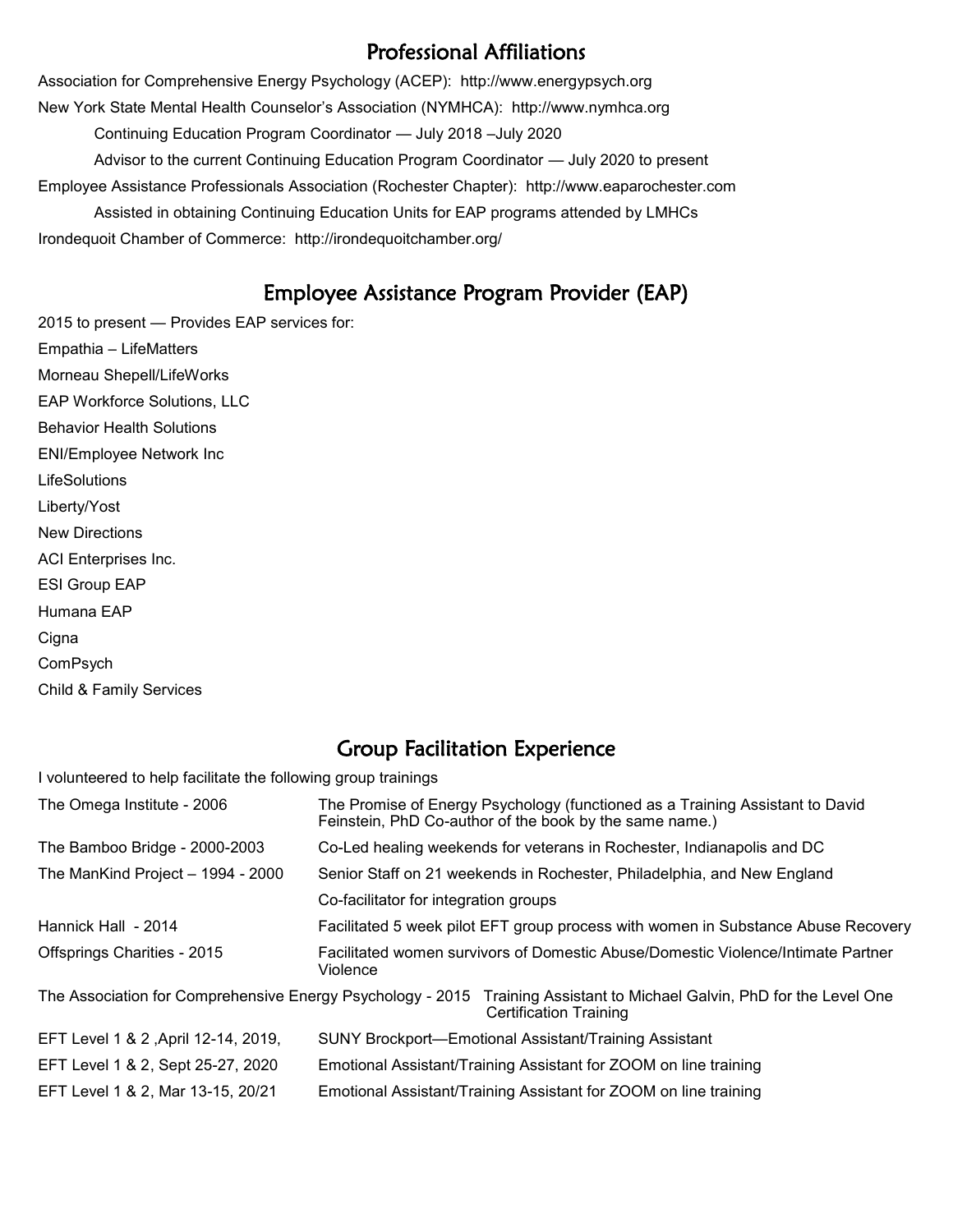## Professional Affiliations

Association for Comprehensive Energy Psychology (ACEP): http://www.energypsych.org

New York State Mental Health Counselor's Association (NYMHCA): http://www.nymhca.org

- Continuing Education Program Coordinator — July 2018 –July 2020
- Advisor to the current Continuing Education Program Coordinator — July 2020 to present

Employee Assistance Professionals Association (Rochester Chapter): http://www.eaparochester.com

- Assisted in obtaining Continuing Education Units for EAP programs attended by LMHCs

Irondequoit Chamber of Commerce: http://irondequoitchamber.org/

## Employee Assistance Program Provider (EAP)

2015 to present — Provides EAP services for:

Empathia – LifeMatters

Morneau Shepell/LifeWorks

EAP Workforce Solutions, LLC

Behavior Health Solutions

ENI/Employee Network Inc

LifeSolutions

Liberty/Yost

New Directions

ACI Enterprises Inc.

ESI Group EAP

Humana EAP

Cigna

ComPsych

Child & Family Services

## Group Facilitation Experience

I volunteered to help facilitate the following group trainings

| | |
|---|---|
| The Omega Institute - 2006 | The Promise of Energy Psychology (functioned as a Training Assistant to David Feinstein, PhD Co-author of the book by the same name.) |
| The Bamboo Bridge - 2000-2003 | Co-Led healing weekends for veterans in Rochester, Indianapolis and DC |
| The ManKind Project – 1994 - 2000 | Senior Staff on 21 weekends in Rochester, Philadelphia, and New England |
| | Co-facilitator for integration groups |
| Hannick Hall - 2014 | Facilitated 5 week pilot EFT group process with women in Substance Abuse Recovery |
| Offsprings Charities - 2015 | Facilitated women survivors of Domestic Abuse/Domestic Violence/Intimate Partner Violence |
| The Association for Comprehensive Energy Psychology - 2015 | Training Assistant to Michael Galvin, PhD for the Level One Certification Training |
| EFT Level 1 & 2 ,April 12-14, 2019, | SUNY Brockport—Emotional Assistant/Training Assistant |
| EFT Level 1 & 2, Sept 25-27, 2020 | Emotional Assistant/Training Assistant for ZOOM on line training |
| EFT Level 1 & 2, Mar 13-15, 20/21 | Emotional Assistant/Training Assistant for ZOOM on line training |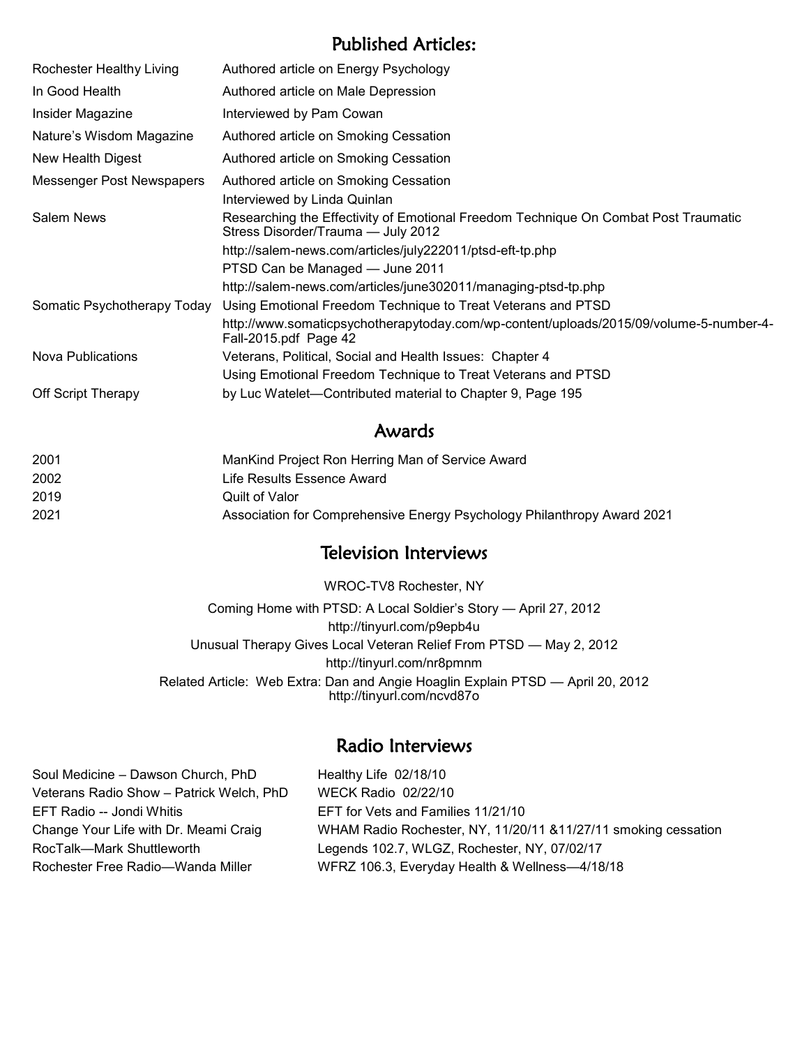## Published Articles:

| | |
|---|---|
| Rochester Healthy Living | Authored article on Energy Psychology |
| In Good Health | Authored article on Male Depression |
| Insider Magazine | Interviewed by Pam Cowan |
| Nature's Wisdom Magazine | Authored article on Smoking Cessation |
| New Health Digest | Authored article on Smoking Cessation |
| Messenger Post Newspapers | Authored article on Smoking Cessation |
| | Interviewed by Linda Quinlan |
| Salem News | Researching the Effectivity of Emotional Freedom Technique On Combat Post Traumatic Stress Disorder/Trauma — July 2012 |
| | http://salem-news.com/articles/july222011/ptsd-eft-tp.php |
| | PTSD Can be Managed — June 2011 |
| | http://salem-news.com/articles/june302011/managing-ptsd-tp.php |
| Somatic Psychotherapy Today | Using Emotional Freedom Technique to Treat Veterans and PTSD |
| | http://www.somaticpsychotherapytoday.com/wp-content/uploads/2015/09/volume-5-number-4-Fall-2015.pdf Page 42 |
| Nova Publications | Veterans, Political, Social and Health Issues: Chapter 4 |
| | Using Emotional Freedom Technique to Treat Veterans and PTSD |
| Off Script Therapy | by Luc Watelet—Contributed material to Chapter 9, Page 195 |

## Awards

| | |
|---|---|
| 2001 | ManKind Project Ron Herring Man of Service Award |
| 2002 | Life Results Essence Award |
| 2019 | Quilt of Valor |
| 2021 | Association for Comprehensive Energy Psychology Philanthropy Award 2021 |

## Television Interviews

WROC-TV8 Rochester, NY

Coming Home with PTSD: A Local Soldier's Story — April 27, 2012
http://tinyurl.com/p9epb4u

Unusual Therapy Gives Local Veteran Relief From PTSD — May 2, 2012
http://tinyurl.com/nr8pmnm

Related Article: Web Extra: Dan and Angie Hoaglin Explain PTSD — April 20, 2012
http://tinyurl.com/ncvd87o

## Radio Interviews

| | |
|---|---|
| Soul Medicine – Dawson Church, PhD | Healthy Life 02/18/10 |
| Veterans Radio Show – Patrick Welch, PhD | WECK Radio 02/22/10 |
| EFT Radio -- Jondi Whitis | EFT for Vets and Families 11/21/10 |
| Change Your Life with Dr. Meami Craig | WHAM Radio Rochester, NY, 11/20/11 &11/27/11 smoking cessation |
| RocTalk—Mark Shuttleworth | Legends 102.7, WLGZ, Rochester, NY, 07/02/17 |
| Rochester Free Radio—Wanda Miller | WFRZ 106.3, Everyday Health & Wellness—4/18/18 |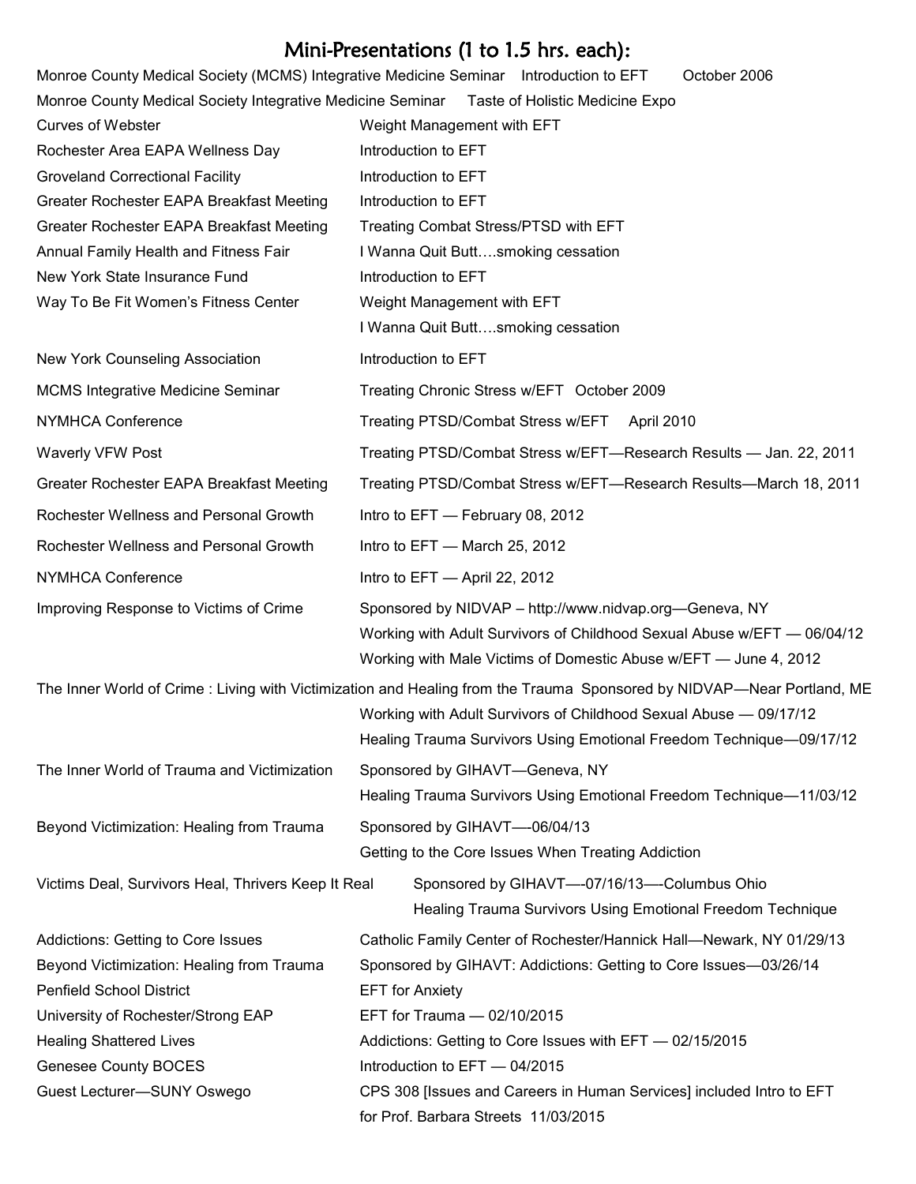## Mini-Presentations (1 to 1.5 hrs. each):

Monroe County Medical Society (MCMS) Integrative Medicine Seminar Introduction to EFT October 2006

Monroe County Medical Society Integrative Medicine Seminar Taste of Holistic Medicine Expo

| | |
|---|---|
| Curves of Webster | Weight Management with EFT |
| Rochester Area EAPA Wellness Day | Introduction to EFT |
| Groveland Correctional Facility | Introduction to EFT |
| Greater Rochester EAPA Breakfast Meeting | Introduction to EFT |
| Greater Rochester EAPA Breakfast Meeting | Treating Combat Stress/PTSD with EFT |
| Annual Family Health and Fitness Fair | I Wanna Quit Butt….smoking cessation |
| New York State Insurance Fund | Introduction to EFT |
| Way To Be Fit Women's Fitness Center | Weight Management with EFT<br>I Wanna Quit Butt….smoking cessation |
| New York Counseling Association | Introduction to EFT |
| MCMS Integrative Medicine Seminar | Treating Chronic Stress w/EFT October 2009 |
| NYMHCA Conference | Treating PTSD/Combat Stress w/EFT April 2010 |
| Waverly VFW Post | Treating PTSD/Combat Stress w/EFT—Research Results — Jan. 22, 2011 |
| Greater Rochester EAPA Breakfast Meeting | Treating PTSD/Combat Stress w/EFT—Research Results—March 18, 2011 |
| Rochester Wellness and Personal Growth | Intro to EFT — February 08, 2012 |
| Rochester Wellness and Personal Growth | Intro to EFT — March 25, 2012 |
| NYMHCA Conference | Intro to EFT — April 22, 2012 |
| Improving Response to Victims of Crime | Sponsored by NIDVAP – http://www.nidvap.org—Geneva, NY<br>Working with Adult Survivors of Childhood Sexual Abuse w/EFT — 06/04/12<br>Working with Male Victims of Domestic Abuse w/EFT — June 4, 2012 |

The Inner World of Crime : Living with Victimization and Healing from the Trauma Sponsored by NIDVAP—Near Portland, ME

| | |
|---|---|
| | Working with Adult Survivors of Childhood Sexual Abuse — 09/17/12<br>Healing Trauma Survivors Using Emotional Freedom Technique—09/17/12 |
| The Inner World of Trauma and Victimization | Sponsored by GIHAVT—Geneva, NY<br>Healing Trauma Survivors Using Emotional Freedom Technique—11/03/12 |
| Beyond Victimization: Healing from Trauma | Sponsored by GIHAVT—-06/04/13<br>Getting to the Core Issues When Treating Addiction |
| Victims Deal, Survivors Heal, Thrivers Keep It Real | Sponsored by GIHAVT—-07/16/13—-Columbus Ohio<br>Healing Trauma Survivors Using Emotional Freedom Technique |
| Addictions: Getting to Core Issues | Catholic Family Center of Rochester/Hannick Hall—Newark, NY 01/29/13 |
| Beyond Victimization: Healing from Trauma | Sponsored by GIHAVT: Addictions: Getting to Core Issues—03/26/14 |
| Penfield School District | EFT for Anxiety |
| University of Rochester/Strong EAP | EFT for Trauma — 02/10/2015 |
| Healing Shattered Lives | Addictions: Getting to Core Issues with EFT — 02/15/2015 |
| Genesee County BOCES | Introduction to EFT — 04/2015 |
| Guest Lecturer—SUNY Oswego | CPS 308 [Issues and Careers in Human Services] included Intro to EFT for Prof. Barbara Streets 11/03/2015 |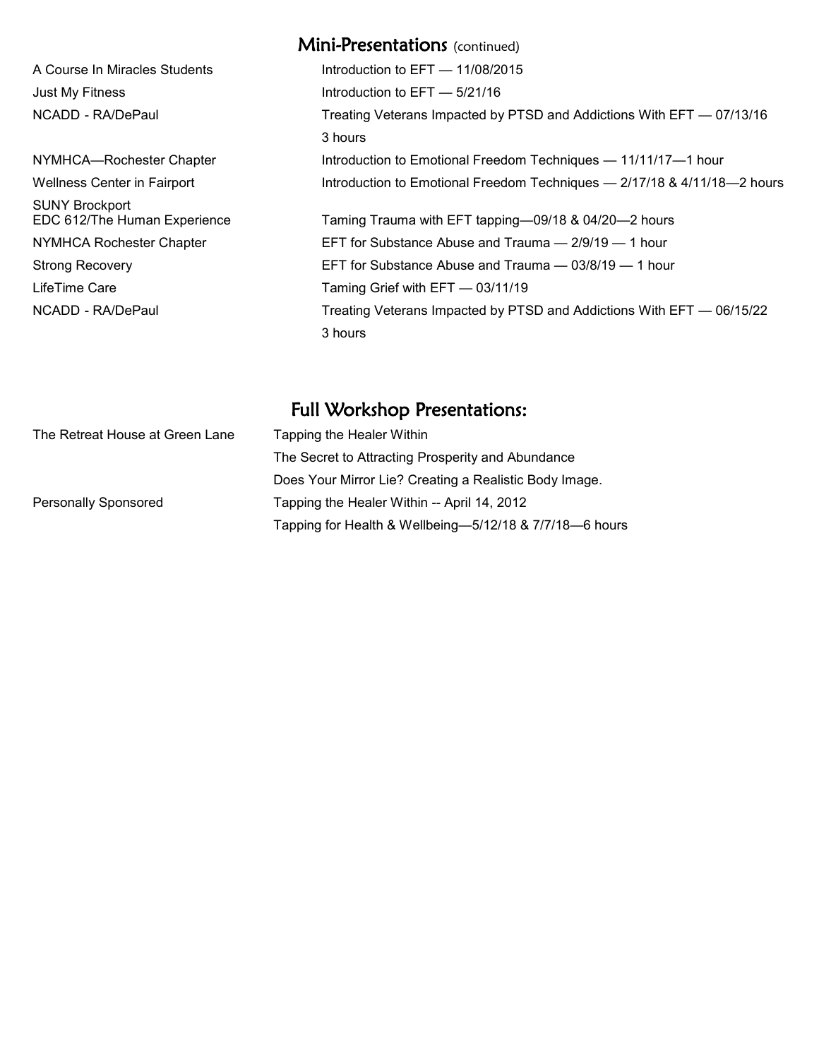## Mini-Presentations (continued)

| | |
|---|---|
| A Course In Miracles Students | Introduction to EFT — 11/08/2015 |
| Just My Fitness | Introduction to EFT — 5/21/16 |
| NCADD - RA/DePaul | Treating Veterans Impacted by PTSD and Addictions With EFT — 07/13/16 3 hours |
| NYMHCA—Rochester Chapter | Introduction to Emotional Freedom Techniques — 11/11/17—1 hour |
| Wellness Center in Fairport | Introduction to Emotional Freedom Techniques — 2/17/18 & 4/11/18—2 hours |
| SUNY Brockport EDC 612/The Human Experience | Taming Trauma with EFT tapping—09/18 & 04/20—2 hours |
| NYMHCA Rochester Chapter | EFT for Substance Abuse and Trauma — 2/9/19 — 1 hour |
| Strong Recovery | EFT for Substance Abuse and Trauma — 03/8/19 — 1 hour |
| LifeTime Care | Taming Grief with EFT — 03/11/19 |
| NCADD - RA/DePaul | Treating Veterans Impacted by PTSD and Addictions With EFT — 06/15/22 3 hours |

## Full Workshop Presentations:

| | |
|---|---|
| The Retreat House at Green Lane | Tapping the Healer Within |
| | The Secret to Attracting Prosperity and Abundance |
| | Does Your Mirror Lie? Creating a Realistic Body Image. |
| Personally Sponsored | Tapping the Healer Within -- April 14, 2012 |
| | Tapping for Health & Wellbeing—5/12/18 & 7/7/18—6 hours |